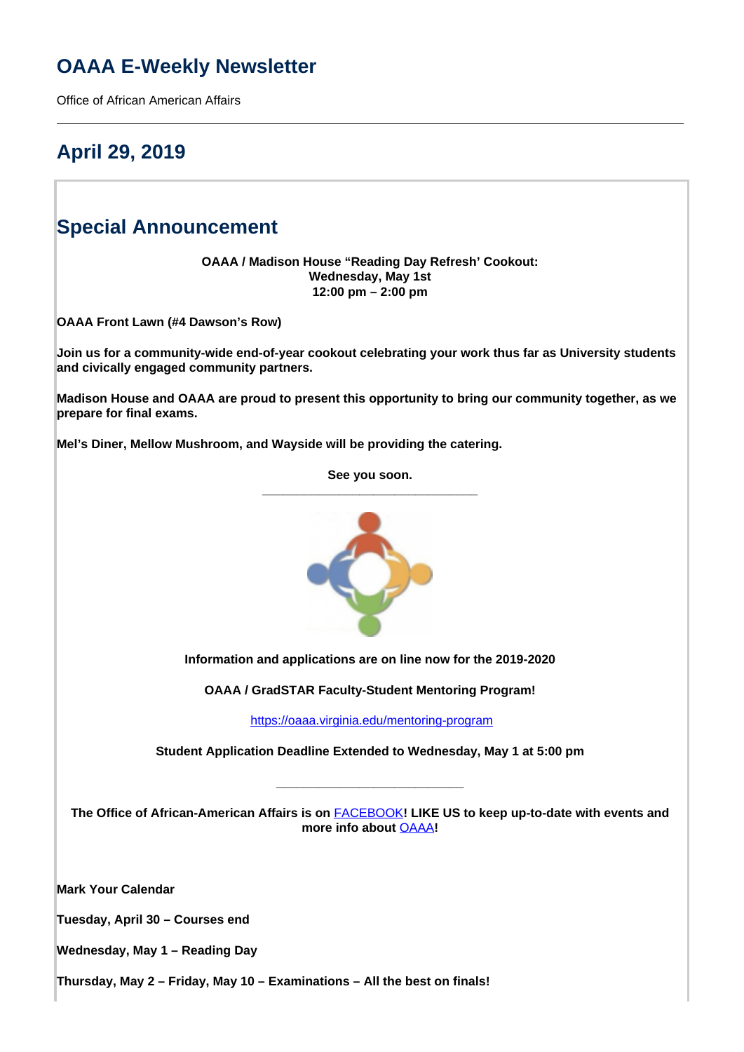# OAAA E-Weekly Newsletter

Office of African American Affairs

---

## April 29, 2019

## Special Announcement

**OAAA / Madison House "Reading Day Refresh' Cookout:**
**Wednesday, May 1st**
**12:00 pm – 2:00 pm**

**OAAA Front Lawn (#4 Dawson's Row)**

**Join us for a community-wide end-of-year cookout celebrating your work thus far as University students and civically engaged community partners.**

**Madison House and OAAA are proud to present this opportunity to bring our community together, as we prepare for final exams.**

**Mel's Diner, Mellow Mushroom, and Wayside will be providing the catering.**

**See you soon.**

---

**Information and applications are on line now for the 2019-2020**

**OAAA / GradSTAR Faculty-Student Mentoring Program!**

https://oaaa.virginia.edu/mentoring-program

**Student Application Deadline Extended to Wednesday, May 1 at 5:00 pm**

---

**The Office of African-American Affairs is on FACEBOOK! LIKE US to keep up-to-date with events and more info about OAAA!**

**Mark Your Calendar**

**Tuesday, April 30 – Courses end**

**Wednesday, May 1 – Reading Day**

**Thursday, May 2 – Friday, May 10 – Examinations – All the best on finals!**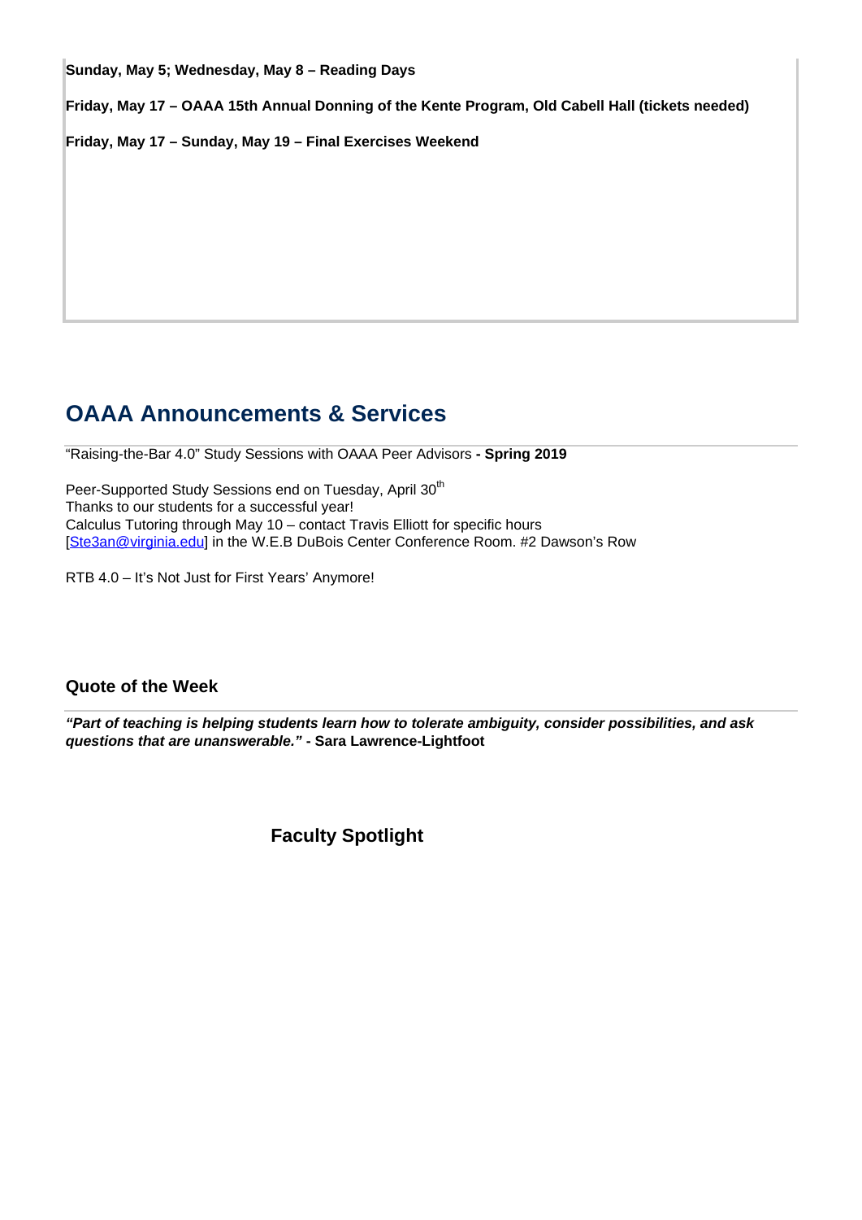**Sunday, May 5; Wednesday, May 8 – Reading Days**

**Friday, May 17 – OAAA 15th Annual Donning of the Kente Program, Old Cabell Hall (tickets needed)**

**Friday, May 17 – Sunday, May 19 – Final Exercises Weekend**

## OAAA Announcements & Services

"Raising-the-Bar 4.0" Study Sessions with OAAA Peer Advisors **- Spring 2019**

Peer-Supported Study Sessions end on Tuesday, April 30th
Thanks to our students for a successful year!
Calculus Tutoring through May 10 – contact Travis Elliott for specific hours
[Ste3an@virginia.edu] in the W.E.B DuBois Center Conference Room. #2 Dawson's Row

RTB 4.0 – It's Not Just for First Years' Anymore!

### Quote of the Week

***"Part of teaching is helping students learn how to tolerate ambiguity, consider possibilities, and ask questions that are unanswerable."*** **- Sara Lawrence-Lightfoot**

### Faculty Spotlight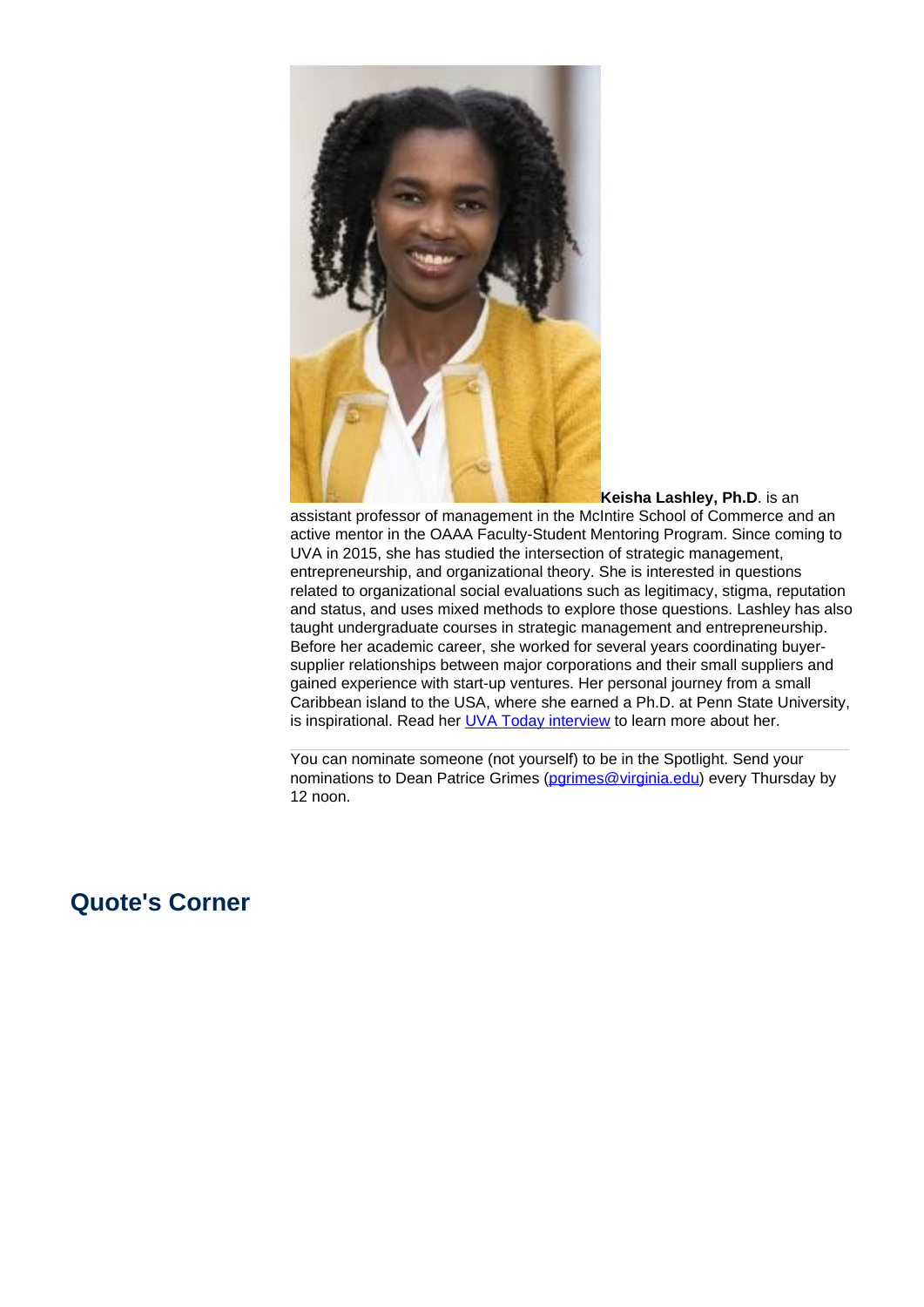**Keisha Lashley, Ph.D**. is an assistant professor of management in the McIntire School of Commerce and an active mentor in the OAAA Faculty-Student Mentoring Program. Since coming to UVA in 2015, she has studied the intersection of strategic management, entrepreneurship, and organizational theory. She is interested in questions related to organizational social evaluations such as legitimacy, stigma, reputation and status, and uses mixed methods to explore those questions. Lashley has also taught undergraduate courses in strategic management and entrepreneurship. Before her academic career, she worked for several years coordinating buyer-supplier relationships between major corporations and their small suppliers and gained experience with start-up ventures. Her personal journey from a small Caribbean island to the USA, where she earned a Ph.D. at Penn State University, is inspirational. Read her UVA Today interview to learn more about her.

---

You can nominate someone (not yourself) to be in the Spotlight. Send your nominations to Dean Patrice Grimes (pgrimes@virginia.edu) every Thursday by 12 noon.

## Quote's Corner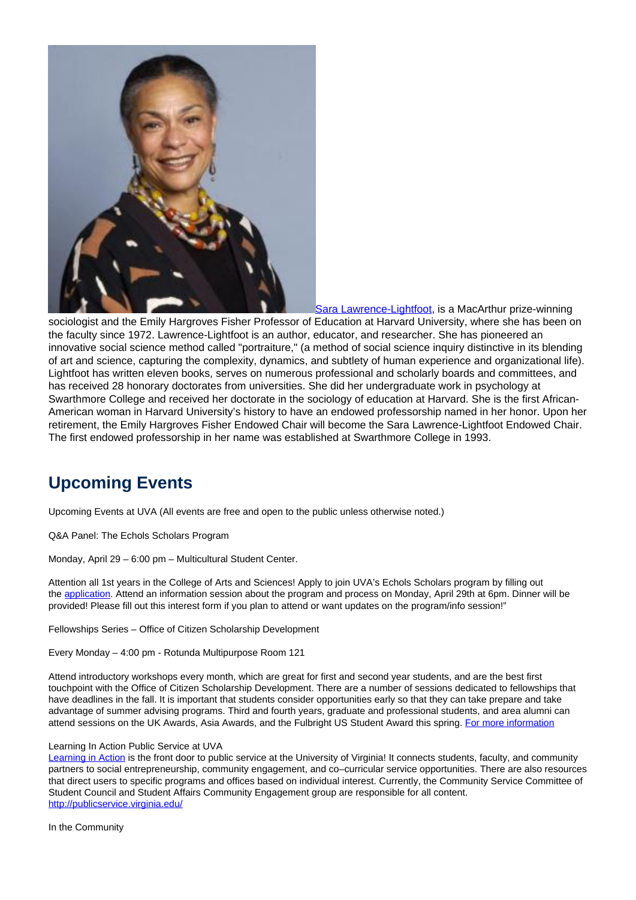Sara Lawrence-Lightfoot, is a MacArthur prize-winning sociologist and the Emily Hargroves Fisher Professor of Education at Harvard University, where she has been on the faculty since 1972. Lawrence-Lightfoot is an author, educator, and researcher. She has pioneered an innovative social science method called "portraiture," (a method of social science inquiry distinctive in its blending of art and science, capturing the complexity, dynamics, and subtlety of human experience and organizational life). Lightfoot has written eleven books, serves on numerous professional and scholarly boards and committees, and has received 28 honorary doctorates from universities. She did her undergraduate work in psychology at Swarthmore College and received her doctorate in the sociology of education at Harvard. She is the first African-American woman in Harvard University's history to have an endowed professorship named in her honor. Upon her retirement, the Emily Hargroves Fisher Endowed Chair will become the Sara Lawrence-Lightfoot Endowed Chair. The first endowed professorship in her name was established at Swarthmore College in 1993.

## Upcoming Events

Upcoming Events at UVA (All events are free and open to the public unless otherwise noted.)

Q&A Panel: The Echols Scholars Program

Monday, April 29 – 6:00 pm – Multicultural Student Center.

Attention all 1st years in the College of Arts and Sciences! Apply to join UVA's Echols Scholars program by filling out the application. Attend an information session about the program and process on Monday, April 29th at 6pm. Dinner will be provided! Please fill out this interest form if you plan to attend or want updates on the program/info session!"

Fellowships Series – Office of Citizen Scholarship Development

Every Monday – 4:00 pm - Rotunda Multipurpose Room 121

Attend introductory workshops every month, which are great for first and second year students, and are the best first touchpoint with the Office of Citizen Scholarship Development. There are a number of sessions dedicated to fellowships that have deadlines in the fall. It is important that students consider opportunities early so that they can take prepare and take advantage of summer advising programs. Third and fourth years, graduate and professional students, and area alumni can attend sessions on the UK Awards, Asia Awards, and the Fulbright US Student Award this spring. For more information

Learning In Action Public Service at UVA
Learning in Action is the front door to public service at the University of Virginia! It connects students, faculty, and community partners to social entrepreneurship, community engagement, and co–curricular service opportunities. There are also resources that direct users to specific programs and offices based on individual interest. Currently, the Community Service Committee of Student Council and Student Affairs Community Engagement group are responsible for all content.
http://publicservice.virginia.edu/

In the Community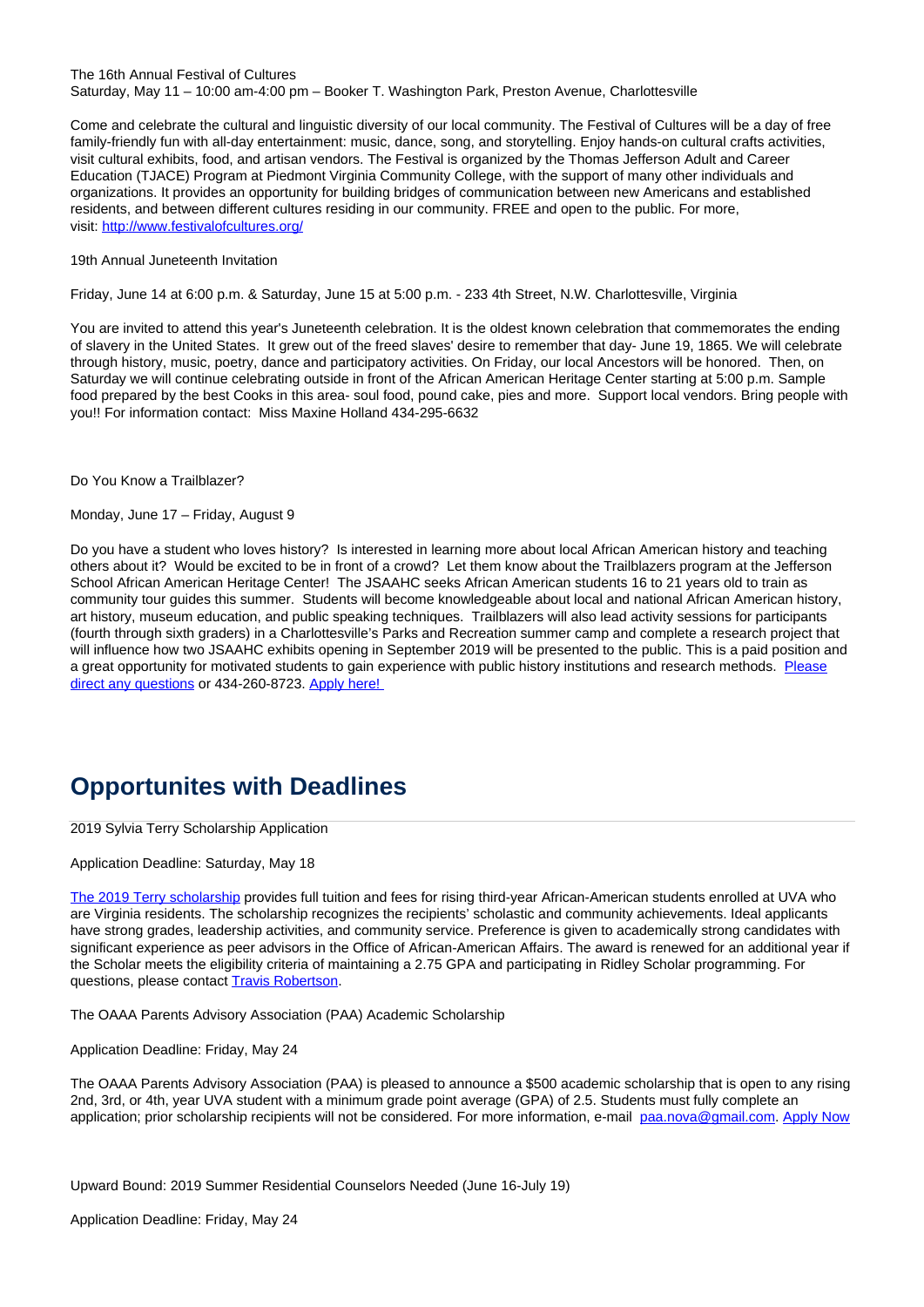The 16th Annual Festival of Cultures
Saturday, May 11 – 10:00 am-4:00 pm – Booker T. Washington Park, Preston Avenue, Charlottesville

Come and celebrate the cultural and linguistic diversity of our local community. The Festival of Cultures will be a day of free family-friendly fun with all-day entertainment: music, dance, song, and storytelling. Enjoy hands-on cultural crafts activities, visit cultural exhibits, food, and artisan vendors. The Festival is organized by the Thomas Jefferson Adult and Career Education (TJACE) Program at Piedmont Virginia Community College, with the support of many other individuals and organizations. It provides an opportunity for building bridges of communication between new Americans and established residents, and between different cultures residing in our community. FREE and open to the public. For more, visit: [http://www.festivalofcultures.org/](http://www.festivalofcultures.org/)

19th Annual Juneteenth Invitation

Friday, June 14 at 6:00 p.m. & Saturday, June 15 at 5:00 p.m. - 233 4th Street, N.W. Charlottesville, Virginia

You are invited to attend this year's Juneteenth celebration. It is the oldest known celebration that commemorates the ending of slavery in the United States. It grew out of the freed slaves' desire to remember that day- June 19, 1865. We will celebrate through history, music, poetry, dance and participatory activities. On Friday, our local Ancestors will be honored. Then, on Saturday we will continue celebrating outside in front of the African American Heritage Center starting at 5:00 p.m. Sample food prepared by the best Cooks in this area- soul food, pound cake, pies and more. Support local vendors. Bring people with you!! For information contact: Miss Maxine Holland 434-295-6632

Do You Know a Trailblazer?

Monday, June 17 – Friday, August 9

Do you have a student who loves history? Is interested in learning more about local African American history and teaching others about it? Would be excited to be in front of a crowd? Let them know about the Trailblazers program at the Jefferson School African American Heritage Center! The JSAAHC seeks African American students 16 to 21 years old to train as community tour guides this summer. Students will become knowledgeable about local and national African American history, art history, museum education, and public speaking techniques. Trailblazers will also lead activity sessions for participants (fourth through sixth graders) in a Charlottesville's Parks and Recreation summer camp and complete a research project that will influence how two JSAAHC exhibits opening in September 2019 will be presented to the public. This is a paid position and a great opportunity for motivated students to gain experience with public history institutions and research methods. Please direct any questions or 434-260-8723. Apply here!

## Opportunites with Deadlines

2019 Sylvia Terry Scholarship Application

Application Deadline: Saturday, May 18

The 2019 Terry scholarship provides full tuition and fees for rising third-year African-American students enrolled at UVA who are Virginia residents. The scholarship recognizes the recipients' scholastic and community achievements. Ideal applicants have strong grades, leadership activities, and community service. Preference is given to academically strong candidates with significant experience as peer advisors in the Office of African-American Affairs. The award is renewed for an additional year if the Scholar meets the eligibility criteria of maintaining a 2.75 GPA and participating in Ridley Scholar programming. For questions, please contact Travis Robertson.

The OAAA Parents Advisory Association (PAA) Academic Scholarship

Application Deadline: Friday, May 24

The OAAA Parents Advisory Association (PAA) is pleased to announce a $500 academic scholarship that is open to any rising 2nd, 3rd, or 4th, year UVA student with a minimum grade point average (GPA) of 2.5. Students must fully complete an application; prior scholarship recipients will not be considered. For more information, e-mail paa.nova@gmail.com. Apply Now

Upward Bound: 2019 Summer Residential Counselors Needed (June 16-July 19)

Application Deadline: Friday, May 24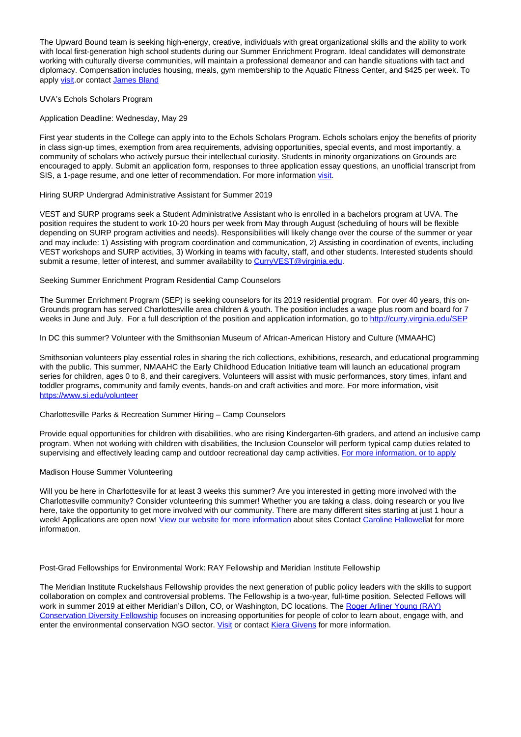The Upward Bound team is seeking high-energy, creative, individuals with great organizational skills and the ability to work with local first-generation high school students during our Summer Enrichment Program. Ideal candidates will demonstrate working with culturally diverse communities, will maintain a professional demeanor and can handle situations with tact and diplomacy. Compensation includes housing, meals, gym membership to the Aquatic Fitness Center, and $425 per week. To apply visit.or contact James Bland

UVA's Echols Scholars Program

Application Deadline: Wednesday, May 29

First year students in the College can apply into to the Echols Scholars Program. Echols scholars enjoy the benefits of priority in class sign-up times, exemption from area requirements, advising opportunities, special events, and most importantly, a community of scholars who actively pursue their intellectual curiosity. Students in minority organizations on Grounds are encouraged to apply. Submit an application form, responses to three application essay questions, an unofficial transcript from SIS, a 1-page resume, and one letter of recommendation. For more information visit.

Hiring SURP Undergrad Administrative Assistant for Summer 2019

VEST and SURP programs seek a Student Administrative Assistant who is enrolled in a bachelors program at UVA. The position requires the student to work 10-20 hours per week from May through August (scheduling of hours will be flexible depending on SURP program activities and needs). Responsibilities will likely change over the course of the summer or year and may include: 1) Assisting with program coordination and communication, 2) Assisting in coordination of events, including VEST workshops and SURP activities, 3) Working in teams with faculty, staff, and other students. Interested students should submit a resume, letter of interest, and summer availability to CurryVEST@virginia.edu.

Seeking Summer Enrichment Program Residential Camp Counselors

The Summer Enrichment Program (SEP) is seeking counselors for its 2019 residential program. For over 40 years, this on-Grounds program has served Charlottesville area children & youth. The position includes a wage plus room and board for 7 weeks in June and July. For a full description of the position and application information, go to http://curry.virginia.edu/SEP

In DC this summer? Volunteer with the Smithsonian Museum of African-American History and Culture (MMAAHC)

Smithsonian volunteers play essential roles in sharing the rich collections, exhibitions, research, and educational programming with the public. This summer, NMAAHC the Early Childhood Education Initiative team will launch an educational program series for children, ages 0 to 8, and their caregivers. Volunteers will assist with music performances, story times, infant and toddler programs, community and family events, hands-on and craft activities and more. For more information, visit https://www.si.edu/volunteer

Charlottesville Parks & Recreation Summer Hiring – Camp Counselors

Provide equal opportunities for children with disabilities, who are rising Kindergarten-6th graders, and attend an inclusive camp program. When not working with children with disabilities, the Inclusion Counselor will perform typical camp duties related to supervising and effectively leading camp and outdoor recreational day camp activities. For more information, or to apply

Madison House Summer Volunteering

Will you be here in Charlottesville for at least 3 weeks this summer? Are you interested in getting more involved with the Charlottesville community? Consider volunteering this summer! Whether you are taking a class, doing research or you live here, take the opportunity to get more involved with our community. There are many different sites starting at just 1 hour a week! Applications are open now! View our website for more information about sites Contact Caroline Hallowellat for more information.

Post-Grad Fellowships for Environmental Work: RAY Fellowship and Meridian Institute Fellowship

The Meridian Institute Ruckelshaus Fellowship provides the next generation of public policy leaders with the skills to support collaboration on complex and controversial problems. The Fellowship is a two-year, full-time position. Selected Fellows will work in summer 2019 at either Meridian's Dillon, CO, or Washington, DC locations. The Roger Arliner Young (RAY) Conservation Diversity Fellowship focuses on increasing opportunities for people of color to learn about, engage with, and enter the environmental conservation NGO sector. Visit or contact Kiera Givens for more information.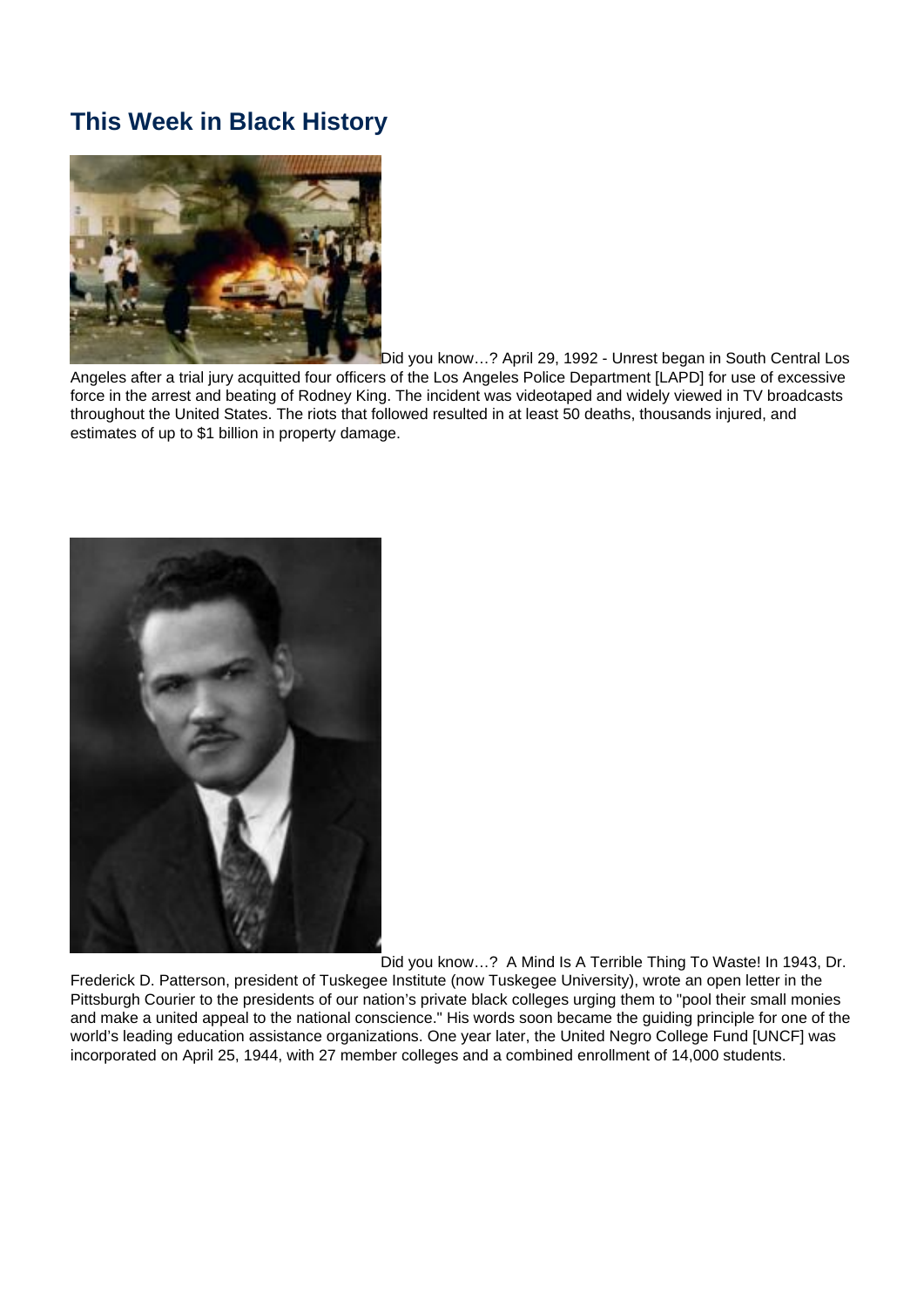## This Week in Black History

Did you know…? April 29, 1992 - Unrest began in South Central Los Angeles after a trial jury acquitted four officers of the Los Angeles Police Department [LAPD] for use of excessive force in the arrest and beating of Rodney King. The incident was videotaped and widely viewed in TV broadcasts throughout the United States. The riots that followed resulted in at least 50 deaths, thousands injured, and estimates of up to $1 billion in property damage.

Did you know…? A Mind Is A Terrible Thing To Waste! In 1943, Dr. Frederick D. Patterson, president of Tuskegee Institute (now Tuskegee University), wrote an open letter in the Pittsburgh Courier to the presidents of our nation's private black colleges urging them to "pool their small monies and make a united appeal to the national conscience." His words soon became the guiding principle for one of the world's leading education assistance organizations. One year later, the United Negro College Fund [UNCF] was incorporated on April 25, 1944, with 27 member colleges and a combined enrollment of 14,000 students.